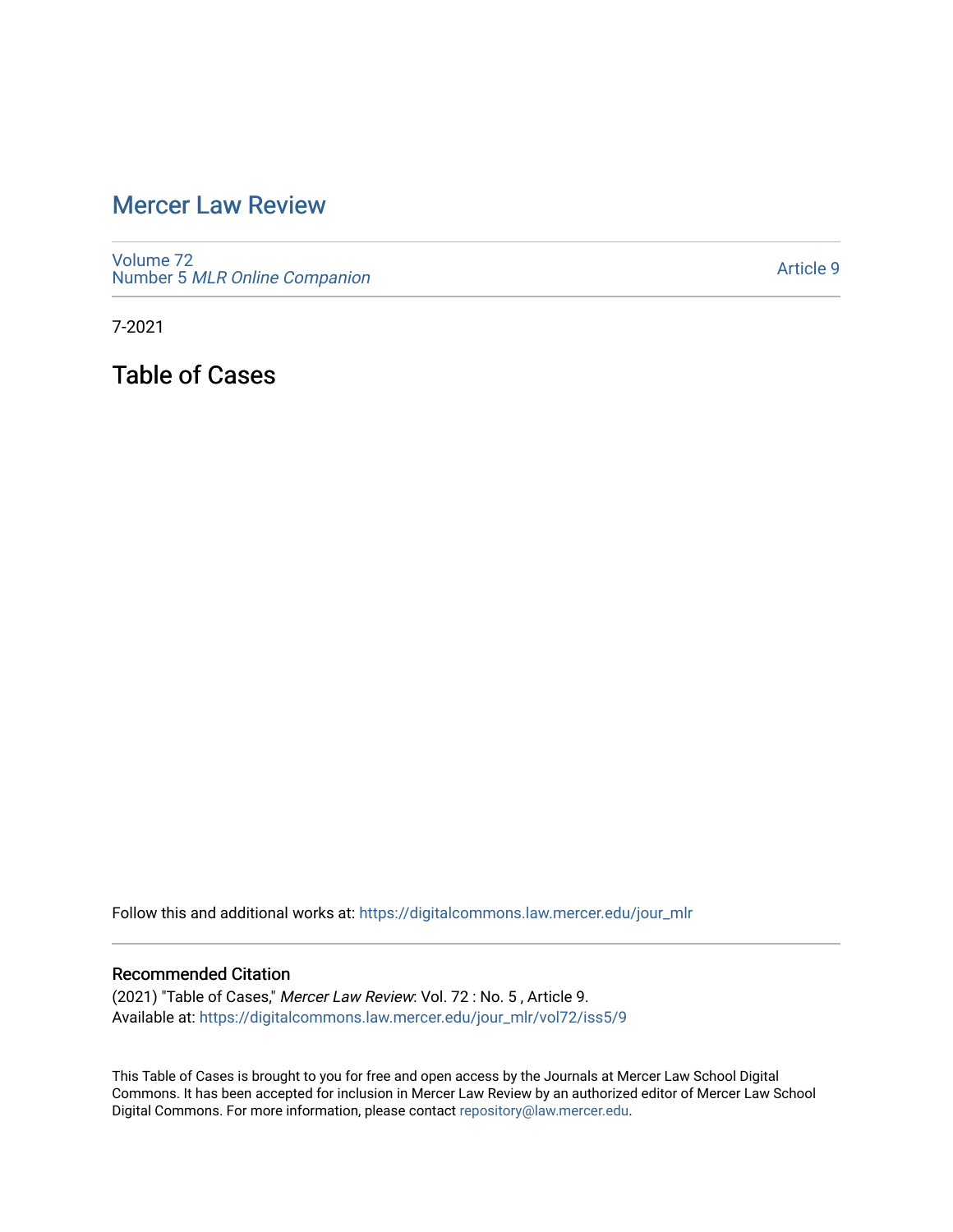# Mercer Law Review

Volume 72
Number 5 *MLR Online Companion*

Article 9

7-2021

## Table of Cases

Follow this and additional works at: https://digitalcommons.law.mercer.edu/jour_mlr

### Recommended Citation

(2021) "Table of Cases," *Mercer Law Review*: Vol. 72 : No. 5 , Article 9.
Available at: https://digitalcommons.law.mercer.edu/jour_mlr/vol72/iss5/9

This Table of Cases is brought to you for free and open access by the Journals at Mercer Law School Digital Commons. It has been accepted for inclusion in Mercer Law Review by an authorized editor of Mercer Law School Digital Commons. For more information, please contact repository@law.mercer.edu.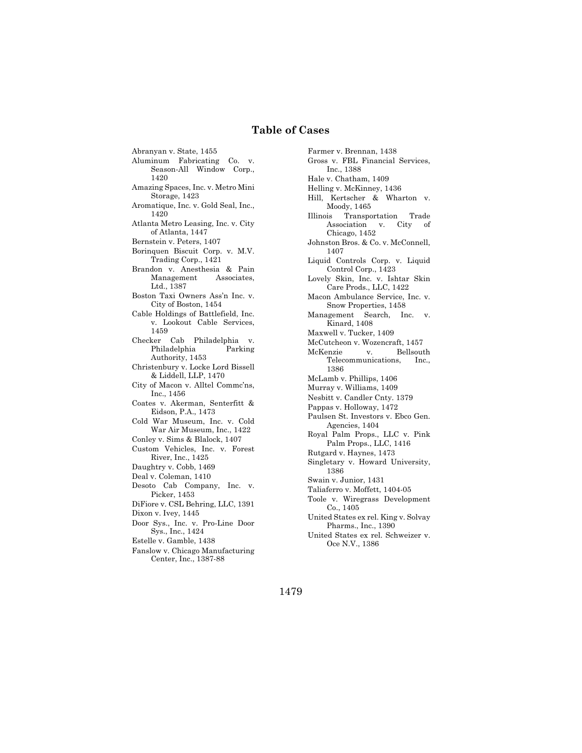# Table of Cases

Abranyan v. State, 1455

Aluminum Fabricating Co. v. Season-All Window Corp., 1420

Amazing Spaces, Inc. v. Metro Mini Storage, 1423

Aromatique, Inc. v. Gold Seal, Inc., 1420

Atlanta Metro Leasing, Inc. v. City of Atlanta, 1447

Bernstein v. Peters, 1407

Borinquen Biscuit Corp. v. M.V. Trading Corp., 1421

Brandon v. Anesthesia & Pain Management Associates, Ltd., 1387

Boston Taxi Owners Ass'n Inc. v. City of Boston, 1454

Cable Holdings of Battlefield, Inc. v. Lookout Cable Services, 1459

Checker Cab Philadelphia v. Philadelphia Parking Authority, 1453

Christenbury v. Locke Lord Bissell & Liddell, LLP, 1470

City of Macon v. Alltel Commc'ns, Inc., 1456

Coates v. Akerman, Senterfitt & Eidson, P.A., 1473

Cold War Museum, Inc. v. Cold War Air Museum, Inc., 1422

Conley v. Sims & Blalock, 1407

Custom Vehicles, Inc. v. Forest River, Inc., 1425

Daughtry v. Cobb, 1469

Deal v. Coleman, 1410

Desoto Cab Company, Inc. v. Picker, 1453

DiFiore v. CSL Behring, LLC, 1391

Dixon v. Ivey, 1445

Door Sys., Inc. v. Pro-Line Door Sys., Inc., 1424

Estelle v. Gamble, 1438

Fanslow v. Chicago Manufacturing Center, Inc., 1387-88

Farmer v. Brennan, 1438

Gross v. FBL Financial Services, Inc., 1388

Hale v. Chatham, 1409

Helling v. McKinney, 1436

Hill, Kertscher & Wharton v. Moody, 1465

Illinois Transportation Trade Association v. City of Chicago, 1452

Johnston Bros. & Co. v. McConnell, 1407

Liquid Controls Corp. v. Liquid Control Corp., 1423

Lovely Skin, Inc. v. Ishtar Skin Care Prods., LLC, 1422

Macon Ambulance Service, Inc. v. Snow Properties, 1458

Management Search, Inc. v. Kinard, 1408

Maxwell v. Tucker, 1409

McCutcheon v. Wozencraft, 1457

McKenzie v. Bellsouth Telecommunications, Inc., 1386

McLamb v. Phillips, 1406

Murray v. Williams, 1409

Nesbitt v. Candler Cnty. 1379

Pappas v. Holloway, 1472

Paulsen St. Investors v. Ebco Gen. Agencies, 1404

Royal Palm Props., LLC v. Pink Palm Props., LLC, 1416

Rutgard v. Haynes, 1473

Singletary v. Howard University, 1386

Swain v. Junior, 1431

Taliaferro v. Moffett, 1404-05

Toole v. Wiregrass Development Co., 1405

United States ex rel. King v. Solvay Pharms., Inc., 1390

United States ex rel. Schweizer v. Oce N.V., 1386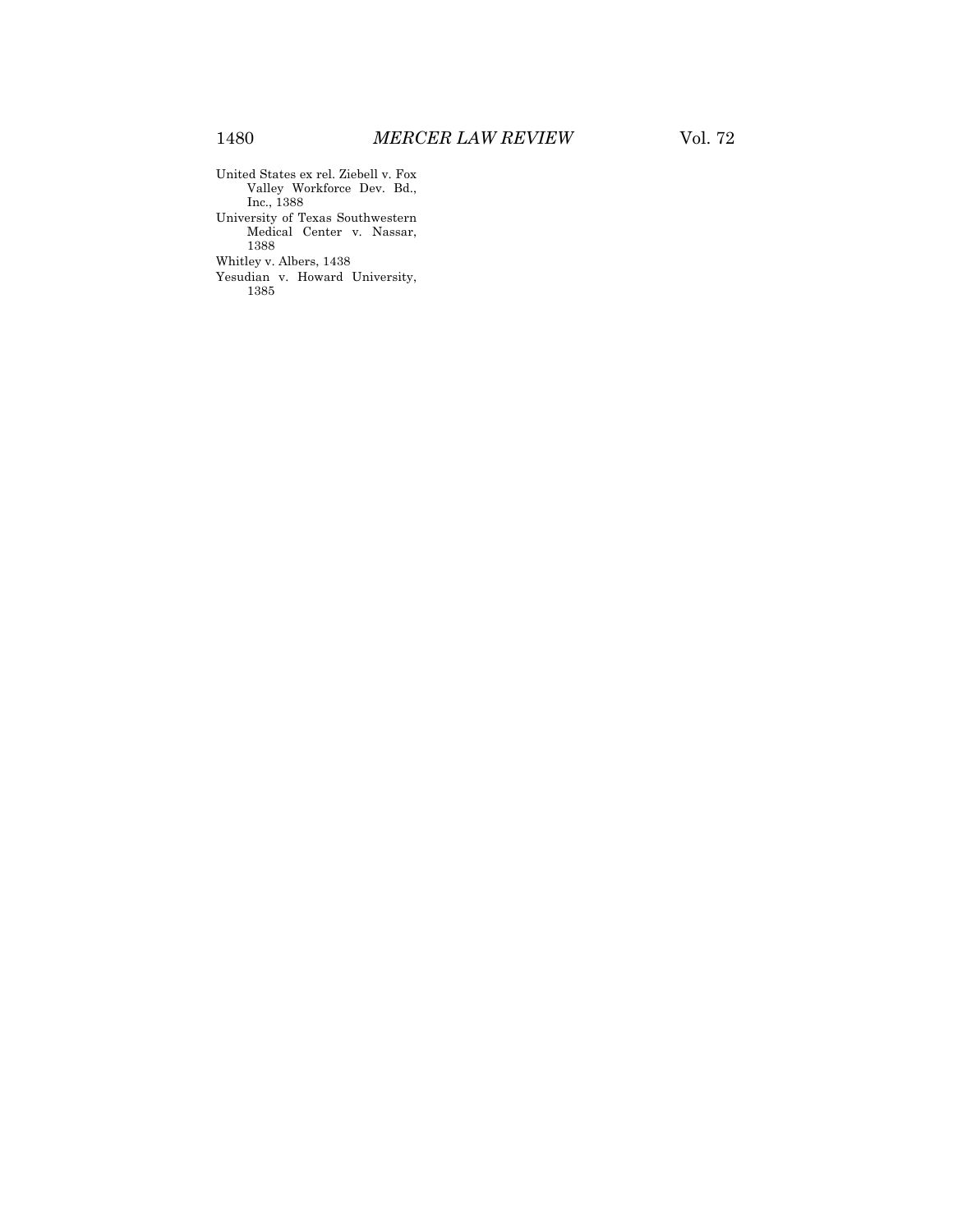United States ex rel. Ziebell v. Fox Valley Workforce Dev. Bd., Inc., 1388

University of Texas Southwestern Medical Center v. Nassar, 1388

Whitley v. Albers, 1438

Yesudian v. Howard University, 1385